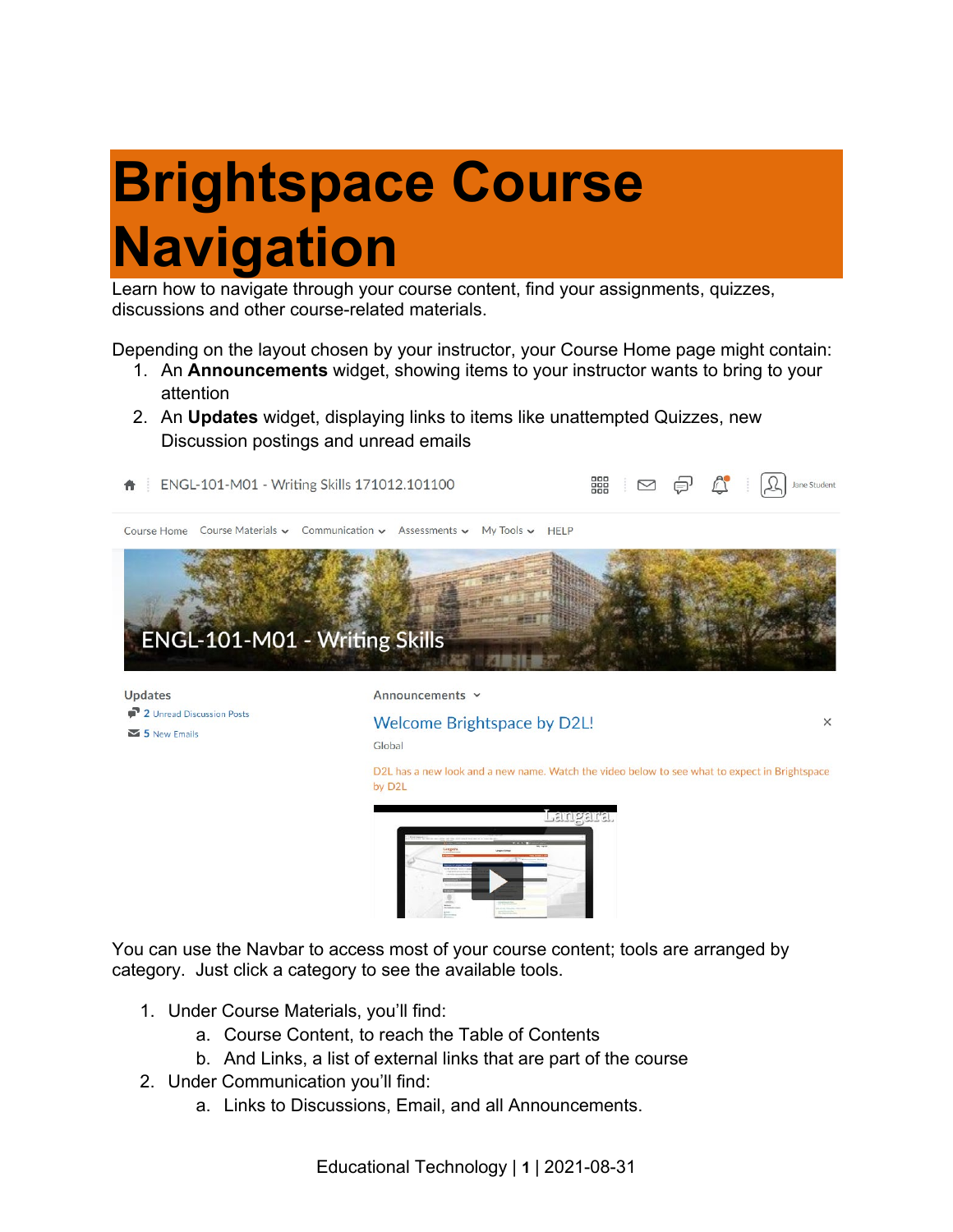# Brightspace Course Navigation

Learn how to navigate through your course content, find your assignments, quizzes, discussions and other course-related materials.

Depending on the layout chosen by your instructor, your Course Home page might contain:

1. An **Announcements** widget, showing items to your instructor wants to bring to your attention
2. An **Updates** widget, displaying links to items like unattempted Quizzes, new Discussion postings and unread emails

You can use the Navbar to access most of your course content; tools are arranged by category. Just click a category to see the available tools.

1. Under Course Materials, you'll find:
   a. Course Content, to reach the Table of Contents
   b. And Links, a list of external links that are part of the course
2. Under Communication you'll find:
   a. Links to Discussions, Email, and all Announcements.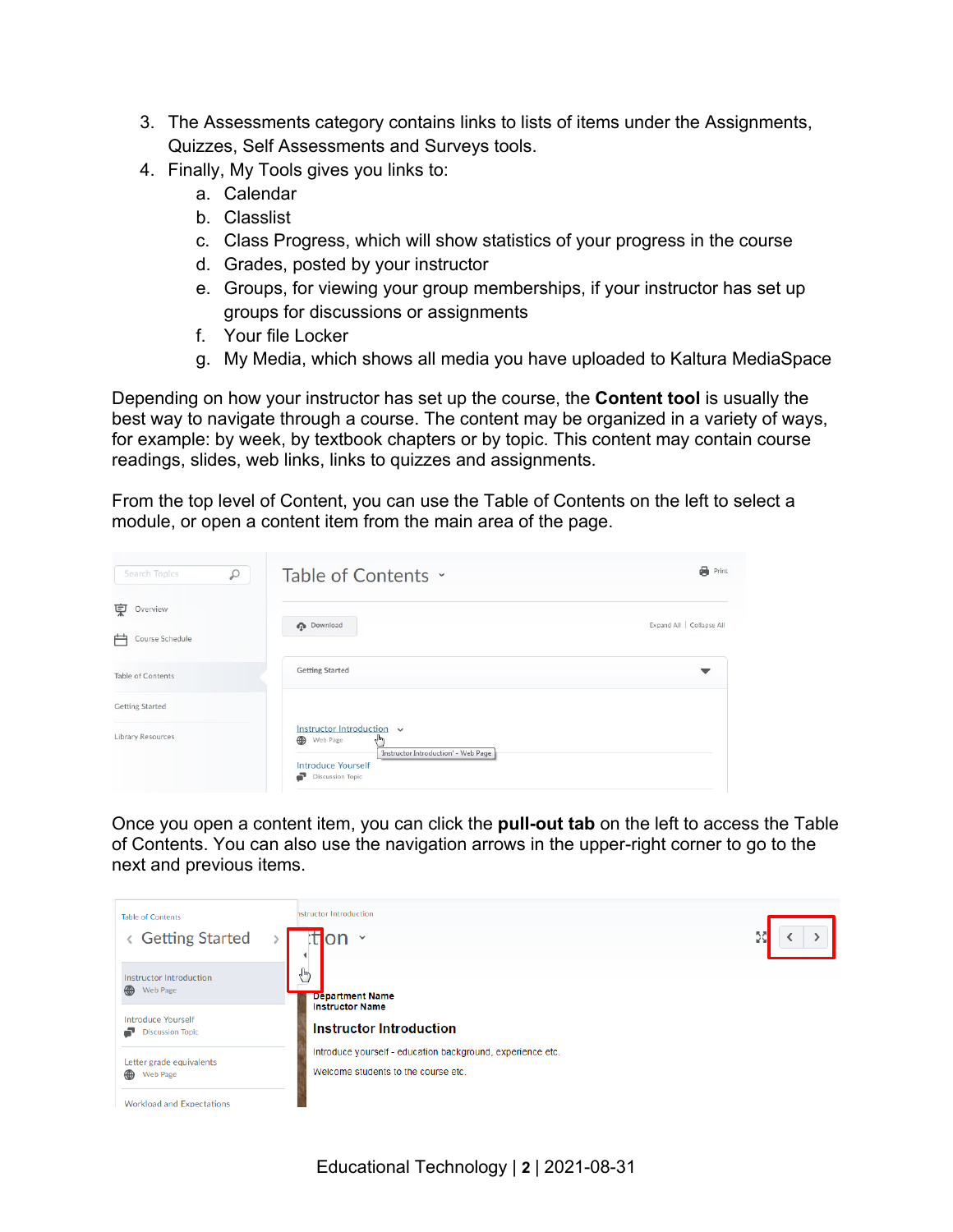3. The Assessments category contains links to lists of items under the Assignments, Quizzes, Self Assessments and Surveys tools.
4. Finally, My Tools gives you links to:
   a. Calendar
   b. Classlist
   c. Class Progress, which will show statistics of your progress in the course
   d. Grades, posted by your instructor
   e. Groups, for viewing your group memberships, if your instructor has set up groups for discussions or assignments
   f. Your file Locker
   g. My Media, which shows all media you have uploaded to Kaltura MediaSpace

Depending on how your instructor has set up the course, the **Content tool** is usually the best way to navigate through a course. The content may be organized in a variety of ways, for example: by week, by textbook chapters or by topic. This content may contain course readings, slides, web links, links to quizzes and assignments.

From the top level of Content, you can use the Table of Contents on the left to select a module, or open a content item from the main area of the page.

Once you open a content item, you can click the **pull-out tab** on the left to access the Table of Contents. You can also use the navigation arrows in the upper-right corner to go to the next and previous items.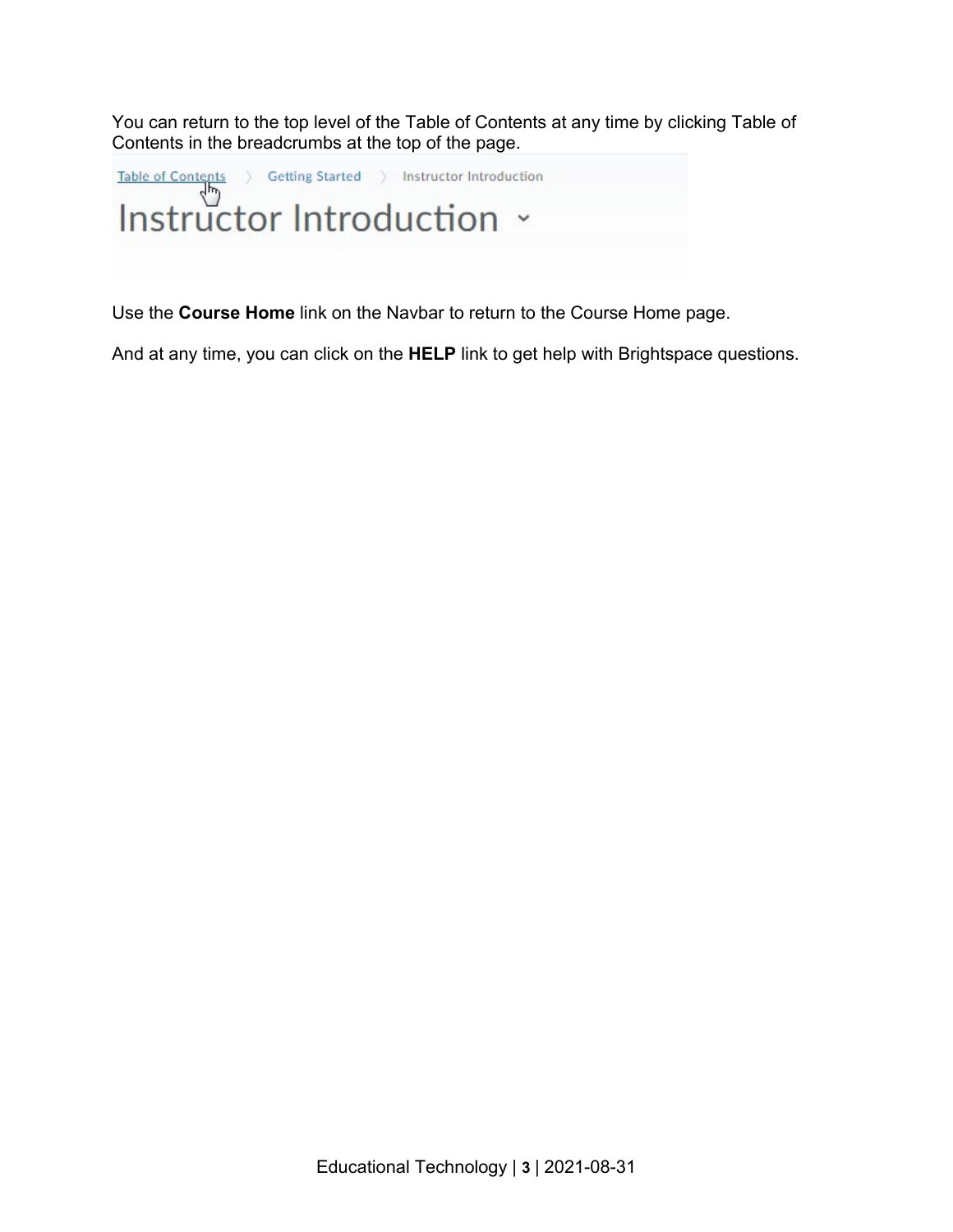You can return to the top level of the Table of Contents at any time by clicking Table of Contents in the breadcrumbs at the top of the page.

Use the **Course Home** link on the Navbar to return to the Course Home page.

And at any time, you can click on the **HELP** link to get help with Brightspace questions.